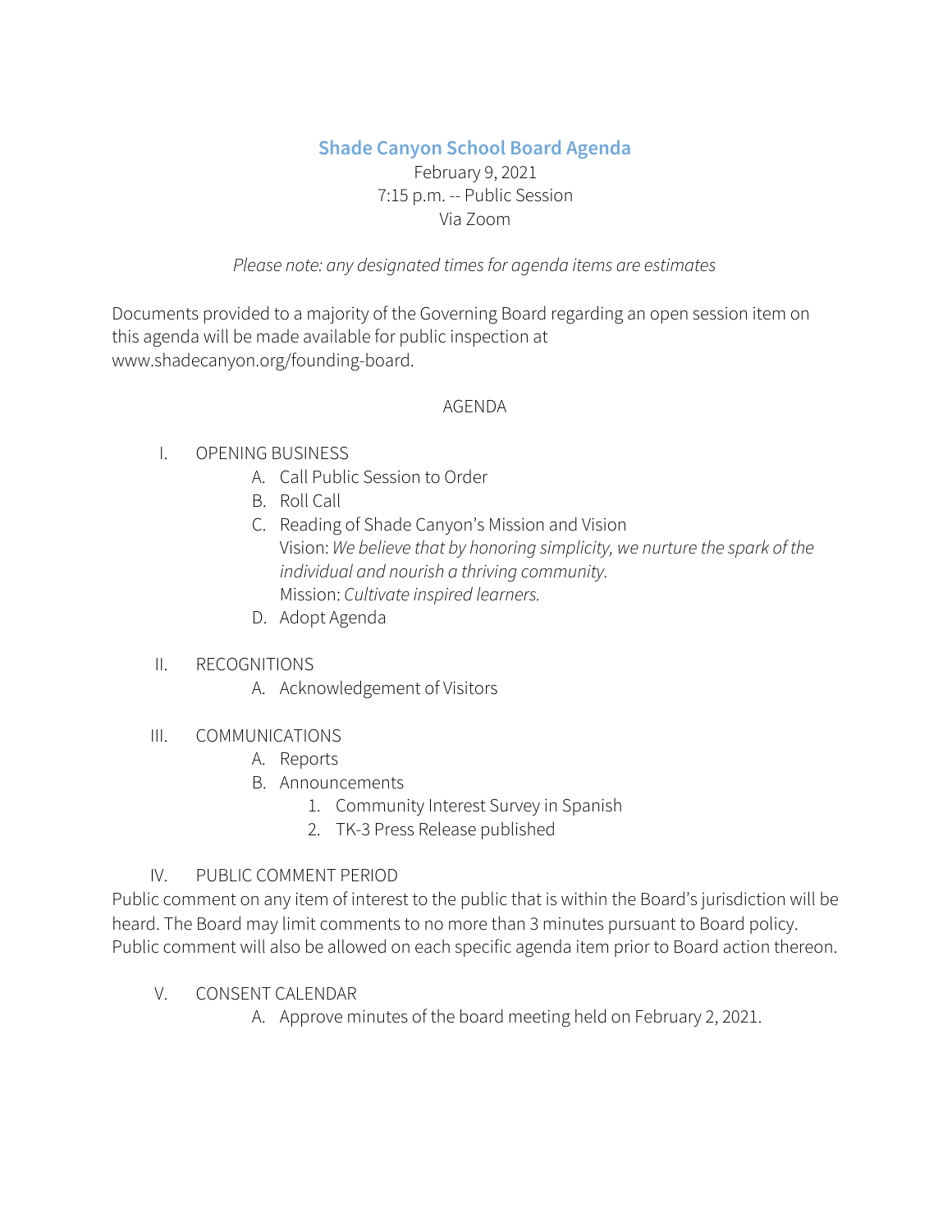# Shade Canyon School Board Agenda

February 9, 2021
7:15 p.m. -- Public Session
Via Zoom

*Please note: any designated times for agenda items are estimates*

Documents provided to a majority of the Governing Board regarding an open session item on this agenda will be made available for public inspection at www.shadecanyon.org/founding-board.

AGENDA

I. OPENING BUSINESS
   A. Call Public Session to Order
   B. Roll Call
   C. Reading of Shade Canyon's Mission and Vision
      Vision: *We believe that by honoring simplicity, we nurture the spark of the individual and nourish a thriving community.*
      Mission: *Cultivate inspired learners.*
   D. Adopt Agenda

II. RECOGNITIONS
   A. Acknowledgement of Visitors

III. COMMUNICATIONS
   A. Reports
   B. Announcements
      1. Community Interest Survey in Spanish
      2. TK-3 Press Release published

IV. PUBLIC COMMENT PERIOD

Public comment on any item of interest to the public that is within the Board's jurisdiction will be heard. The Board may limit comments to no more than 3 minutes pursuant to Board policy. Public comment will also be allowed on each specific agenda item prior to Board action thereon.

V. CONSENT CALENDAR
   A. Approve minutes of the board meeting held on February 2, 2021.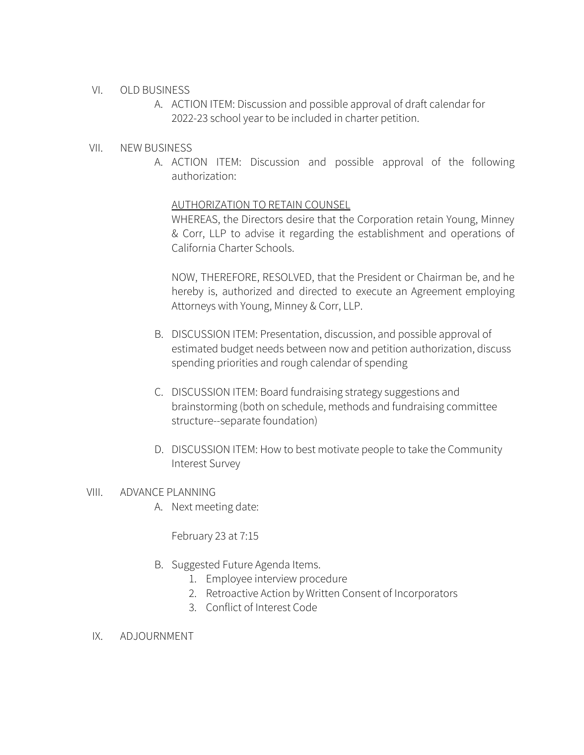VI. OLD BUSINESS

A. ACTION ITEM: Discussion and possible approval of draft calendar for 2022-23 school year to be included in charter petition.

VII. NEW BUSINESS

A. ACTION ITEM: Discussion and possible approval of the following authorization:

<u>AUTHORIZATION TO RETAIN COUNSEL</u>

WHEREAS, the Directors desire that the Corporation retain Young, Minney & Corr, LLP to advise it regarding the establishment and operations of California Charter Schools.

NOW, THEREFORE, RESOLVED, that the President or Chairman be, and he hereby is, authorized and directed to execute an Agreement employing Attorneys with Young, Minney & Corr, LLP.

B. DISCUSSION ITEM: Presentation, discussion, and possible approval of estimated budget needs between now and petition authorization, discuss spending priorities and rough calendar of spending

C. DISCUSSION ITEM: Board fundraising strategy suggestions and brainstorming (both on schedule, methods and fundraising committee structure--separate foundation)

D. DISCUSSION ITEM: How to best motivate people to take the Community Interest Survey

VIII. ADVANCE PLANNING

A. Next meeting date:

February 23 at 7:15

B. Suggested Future Agenda Items.

1. Employee interview procedure
2. Retroactive Action by Written Consent of Incorporators
3. Conflict of Interest Code

IX. ADJOURNMENT